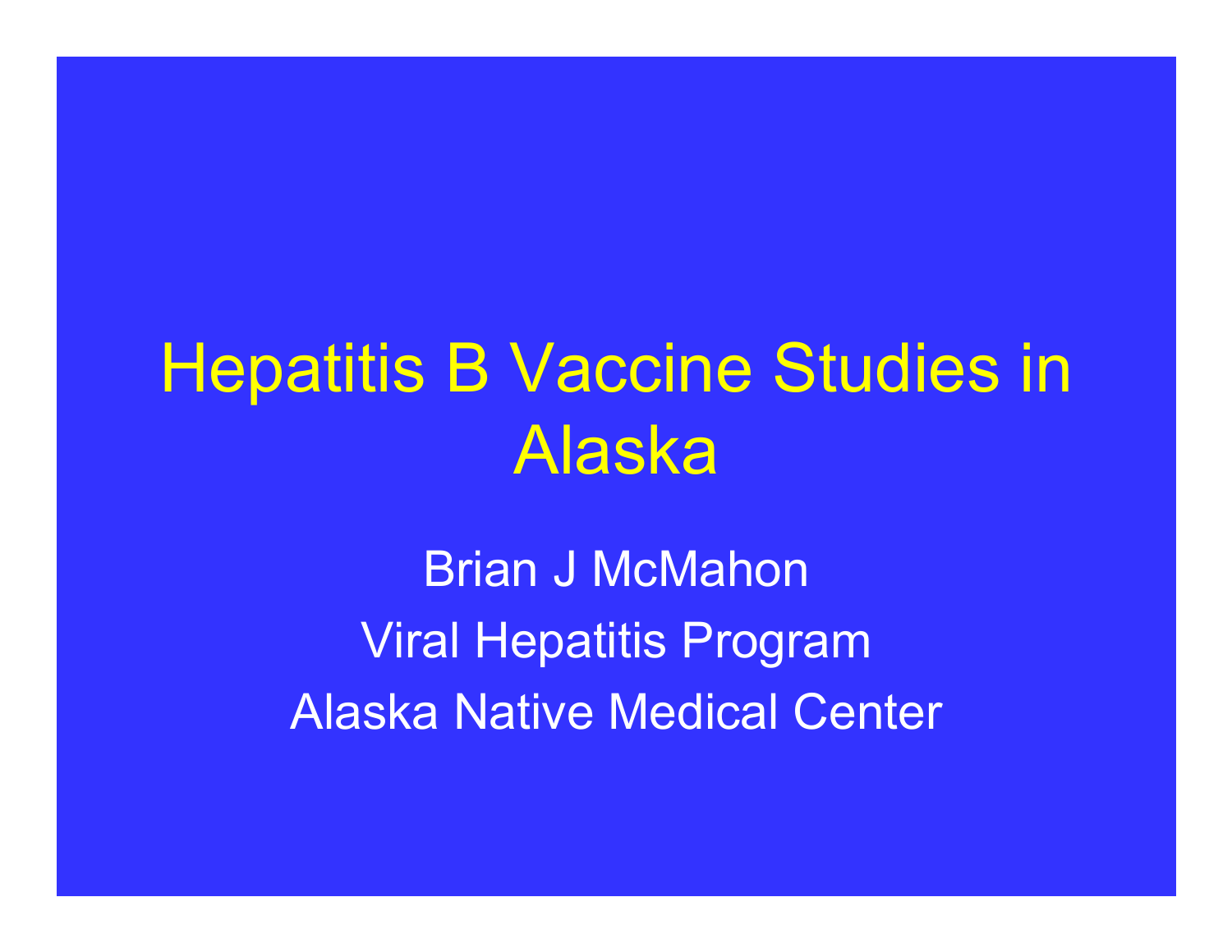# Hepatitis B Vaccine Studies in Alaska

Brian J McMahon

Viral Hepatitis Program

Alaska Native Medical Center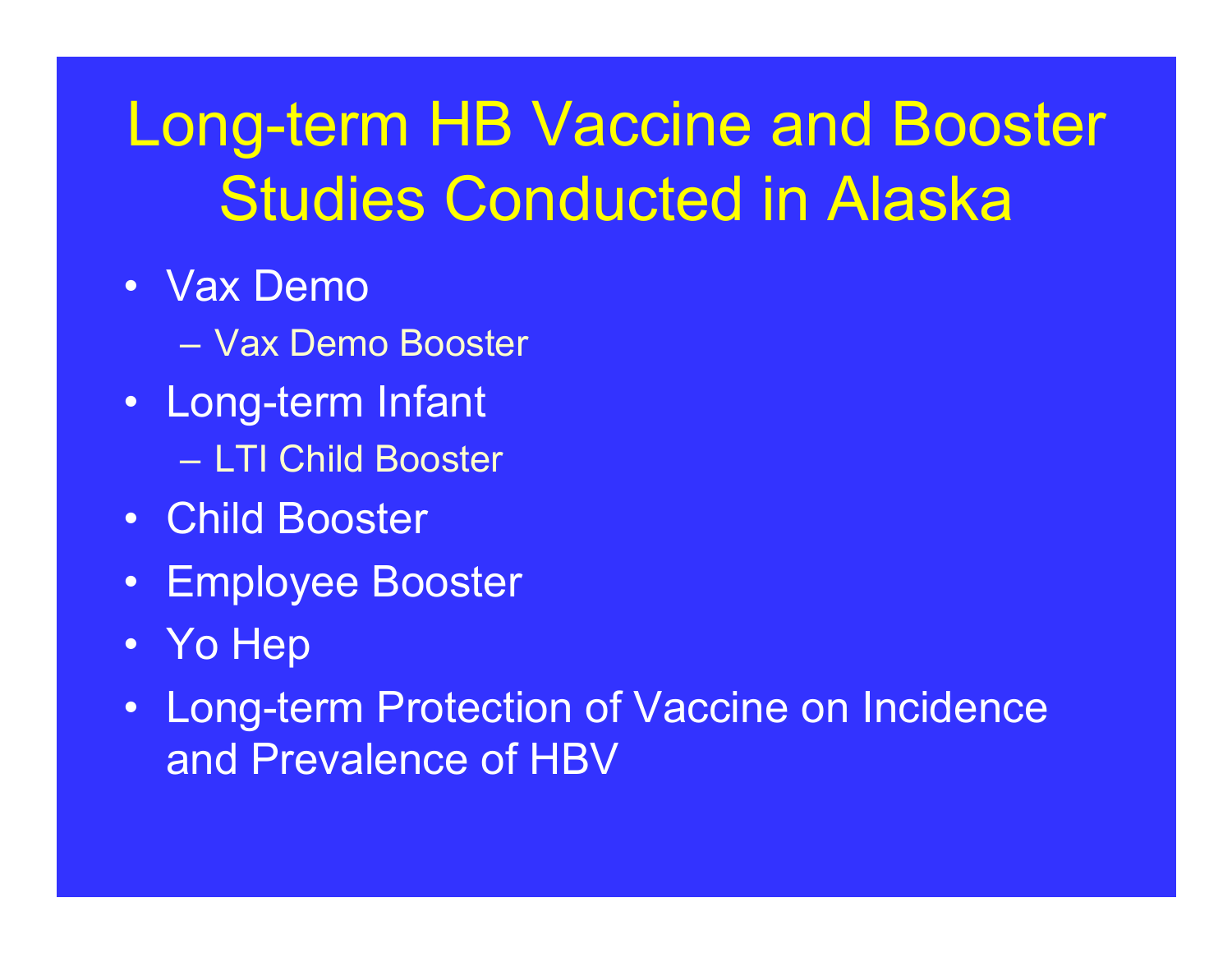# Long-term HB Vaccine and Booster Studies Conducted in Alaska

- Vax Demo
  - Vax Demo Booster
- Long-term Infant
  - LTI Child Booster
- Child Booster
- Employee Booster
- Yo Hep
- Long-term Protection of Vaccine on Incidence and Prevalence of HBV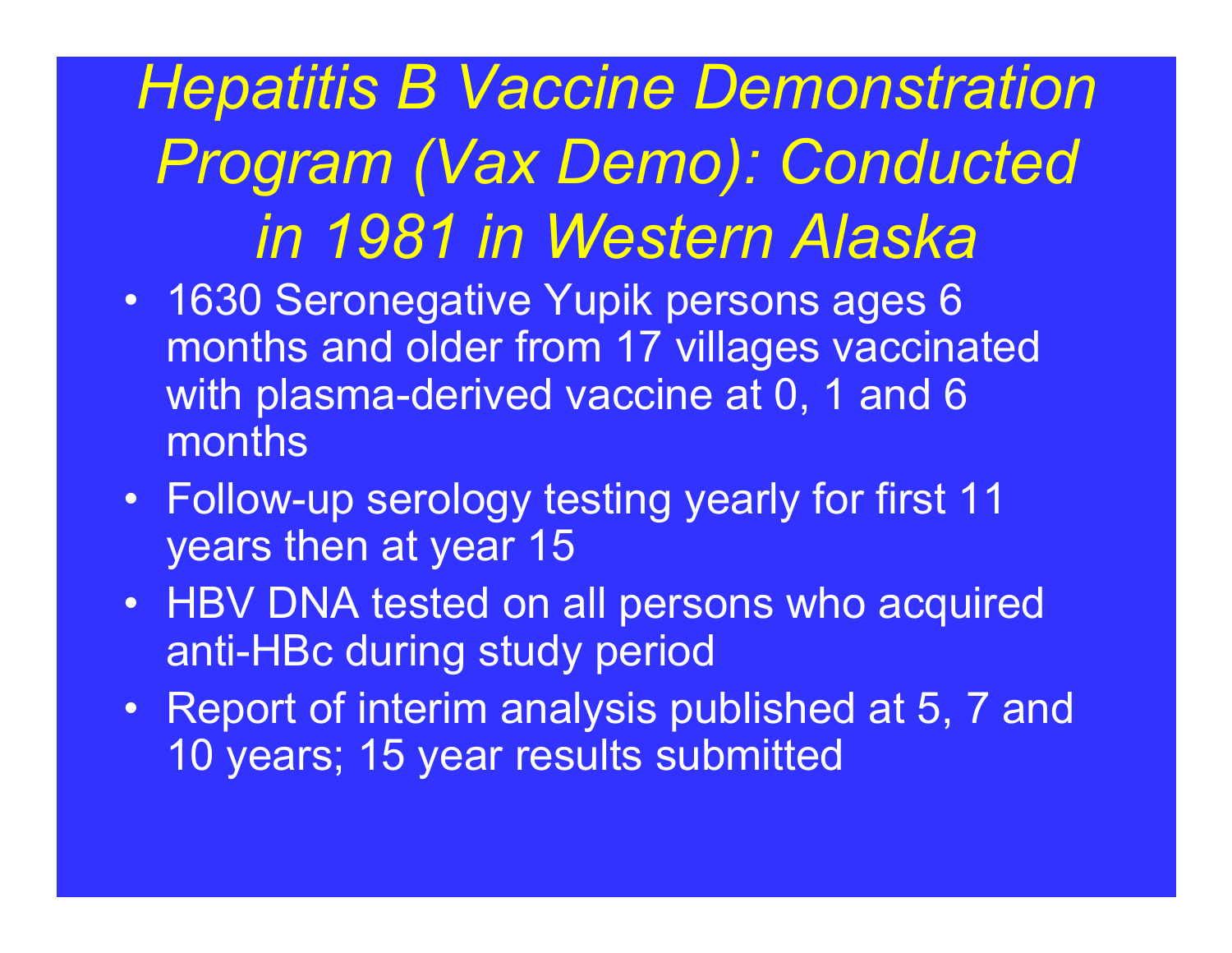# *Hepatitis B Vaccine Demonstration Program (Vax Demo): Conducted in 1981 in Western Alaska*

- 1630 Seronegative Yupik persons ages 6 months and older from 17 villages vaccinated with plasma-derived vaccine at 0, 1 and 6 months
- Follow-up serology testing yearly for first 11 years then at year 15
- HBV DNA tested on all persons who acquired anti-HBc during study period
- Report of interim analysis published at 5, 7 and 10 years; 15 year results submitted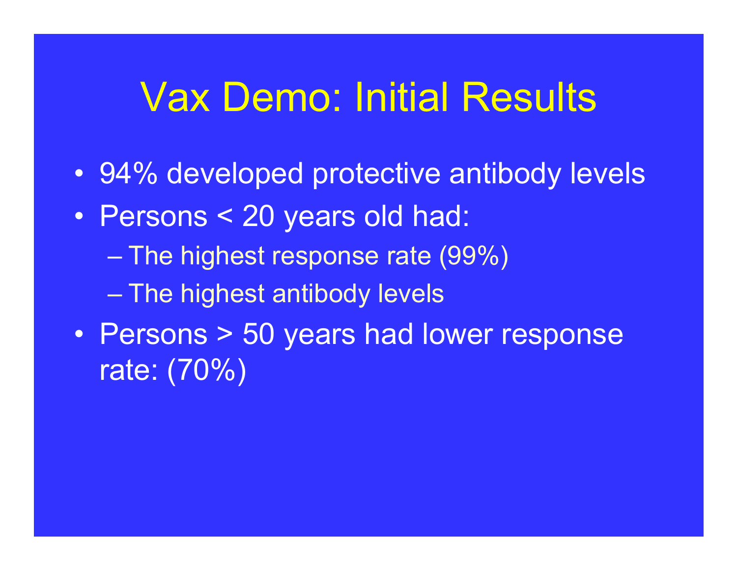# Vax Demo: Initial Results

- 94% developed protective antibody levels
- Persons < 20 years old had:
  - The highest response rate (99%)
  - The highest antibody levels
- Persons > 50 years had lower response rate: (70%)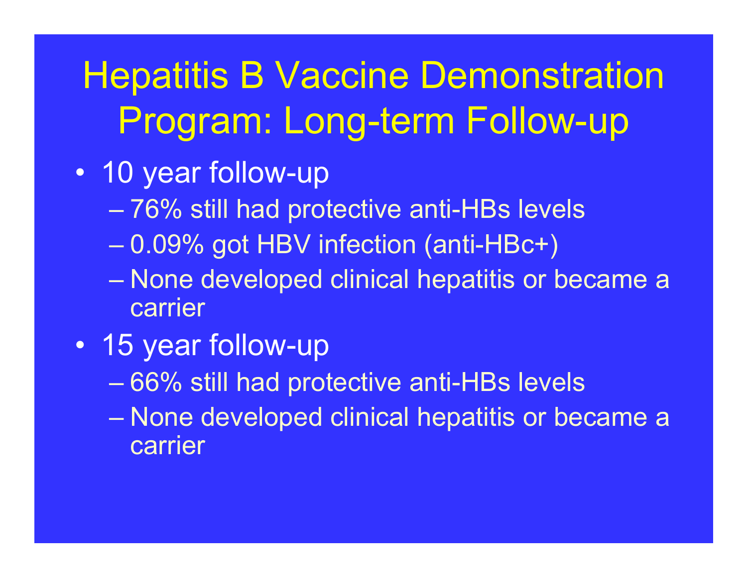# Hepatitis B Vaccine Demonstration Program: Long-term Follow-up

- 10 year follow-up
  - 76% still had protective anti-HBs levels
  - 0.09% got HBV infection (anti-HBc+)
  - None developed clinical hepatitis or became a carrier
- 15 year follow-up
  - 66% still had protective anti-HBs levels
  - None developed clinical hepatitis or became a carrier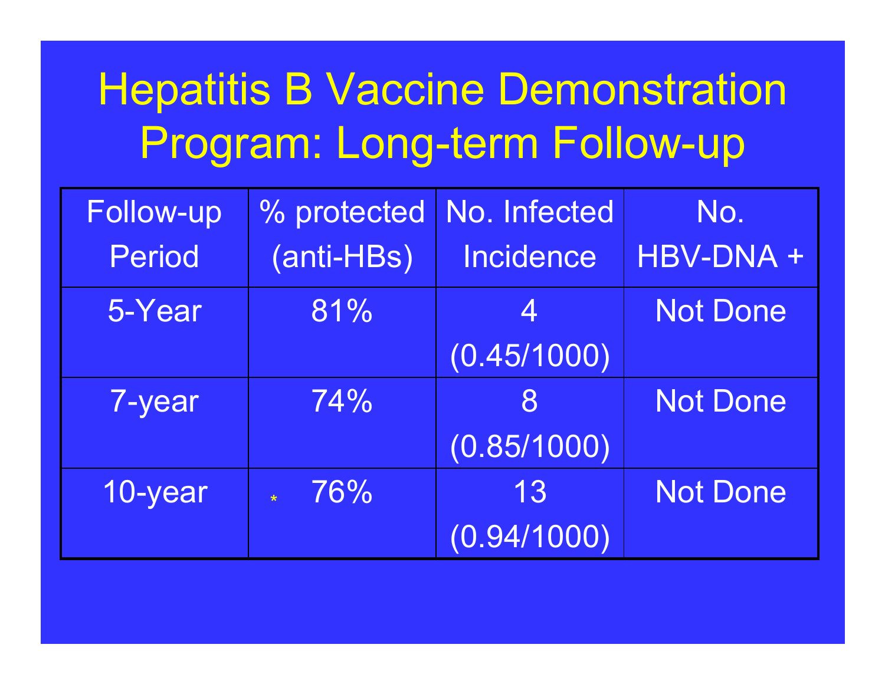# Hepatitis B Vaccine Demonstration Program: Long-term Follow-up

| Follow-up Period | % protected (anti-HBs) | No. Infected Incidence | No. HBV-DNA + |
|---|---|---|---|
| 5-Year | 81% | 4 (0.45/1000) | Not Done |
| 7-year | 74% | 8 (0.85/1000) | Not Done |
| 10-year | * 76% | 13 (0.94/1000) | Not Done |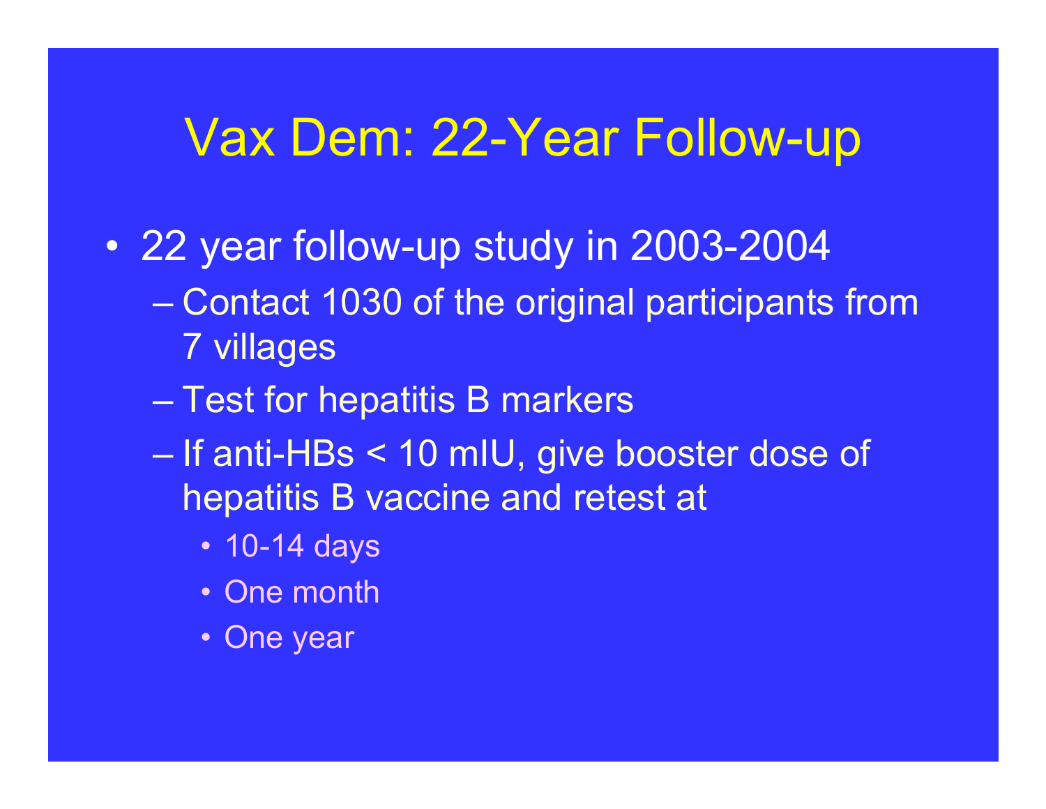# Vax Dem: 22-Year Follow-up

- 22 year follow-up study in 2003-2004
  - Contact 1030 of the original participants from 7 villages
  - Test for hepatitis B markers
  - If anti-HBs < 10 mIU, give booster dose of hepatitis B vaccine and retest at
    - 10-14 days
    - One month
    - One year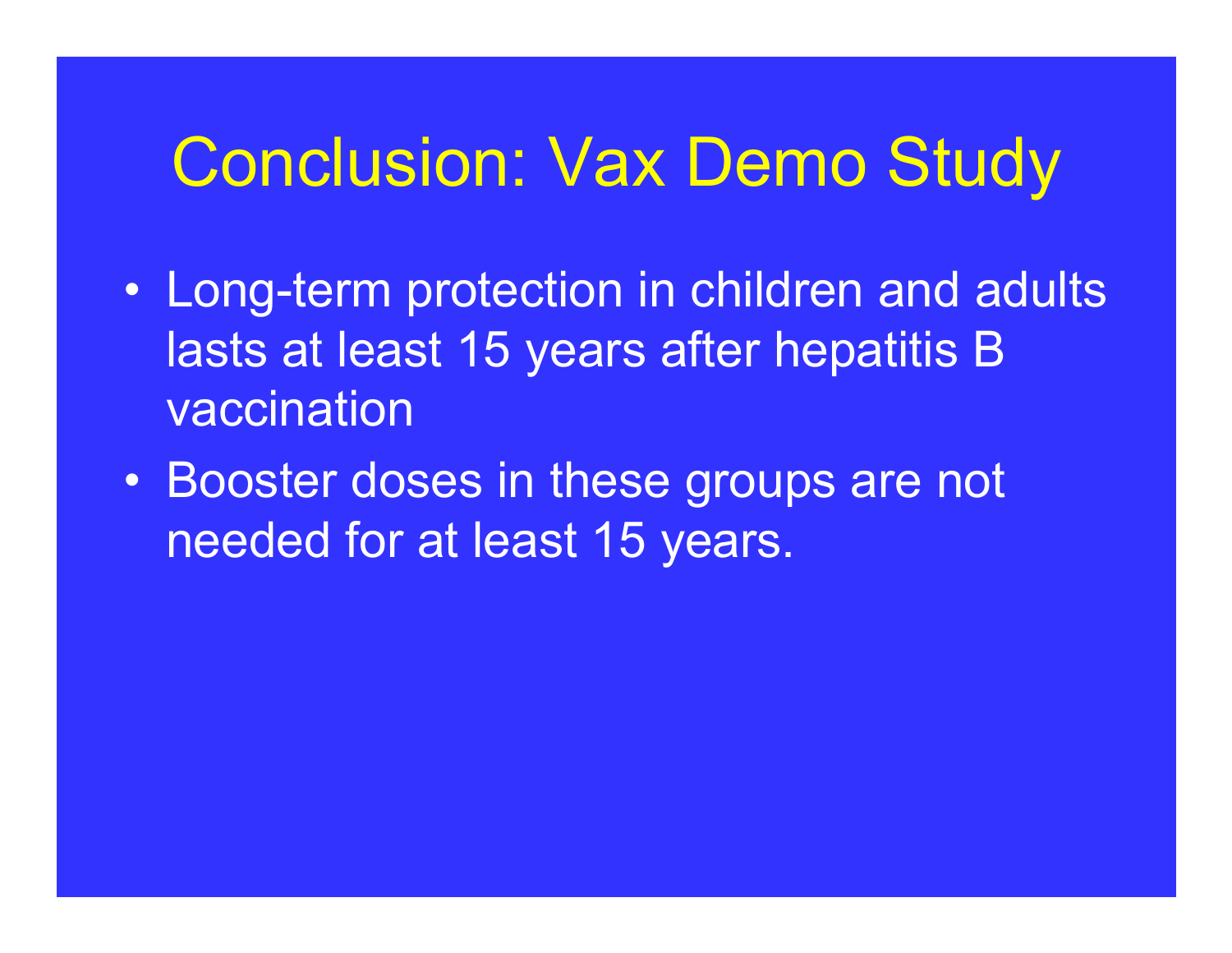# Conclusion: Vax Demo Study

- Long-term protection in children and adults lasts at least 15 years after hepatitis B vaccination
- Booster doses in these groups are not needed for at least 15 years.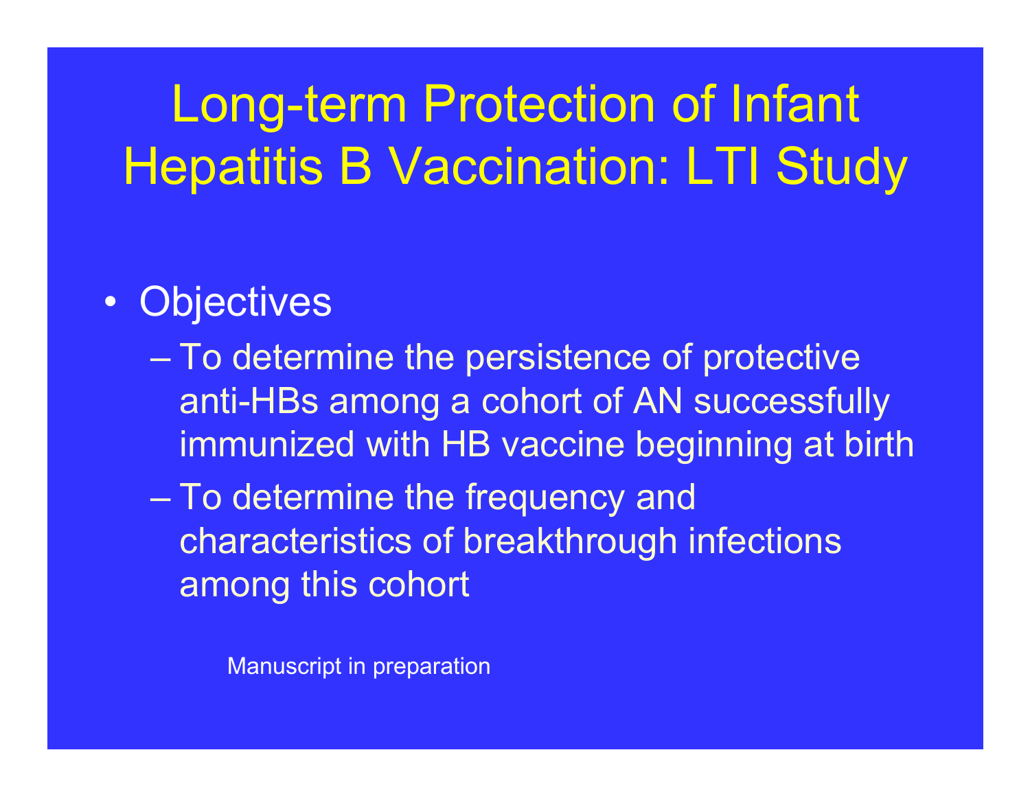# Long-term Protection of Infant Hepatitis B Vaccination: LTI Study

- Objectives
  - To determine the persistence of protective anti-HBs among a cohort of AN successfully immunized with HB vaccine beginning at birth
  - To determine the frequency and characteristics of breakthrough infections among this cohort

Manuscript in preparation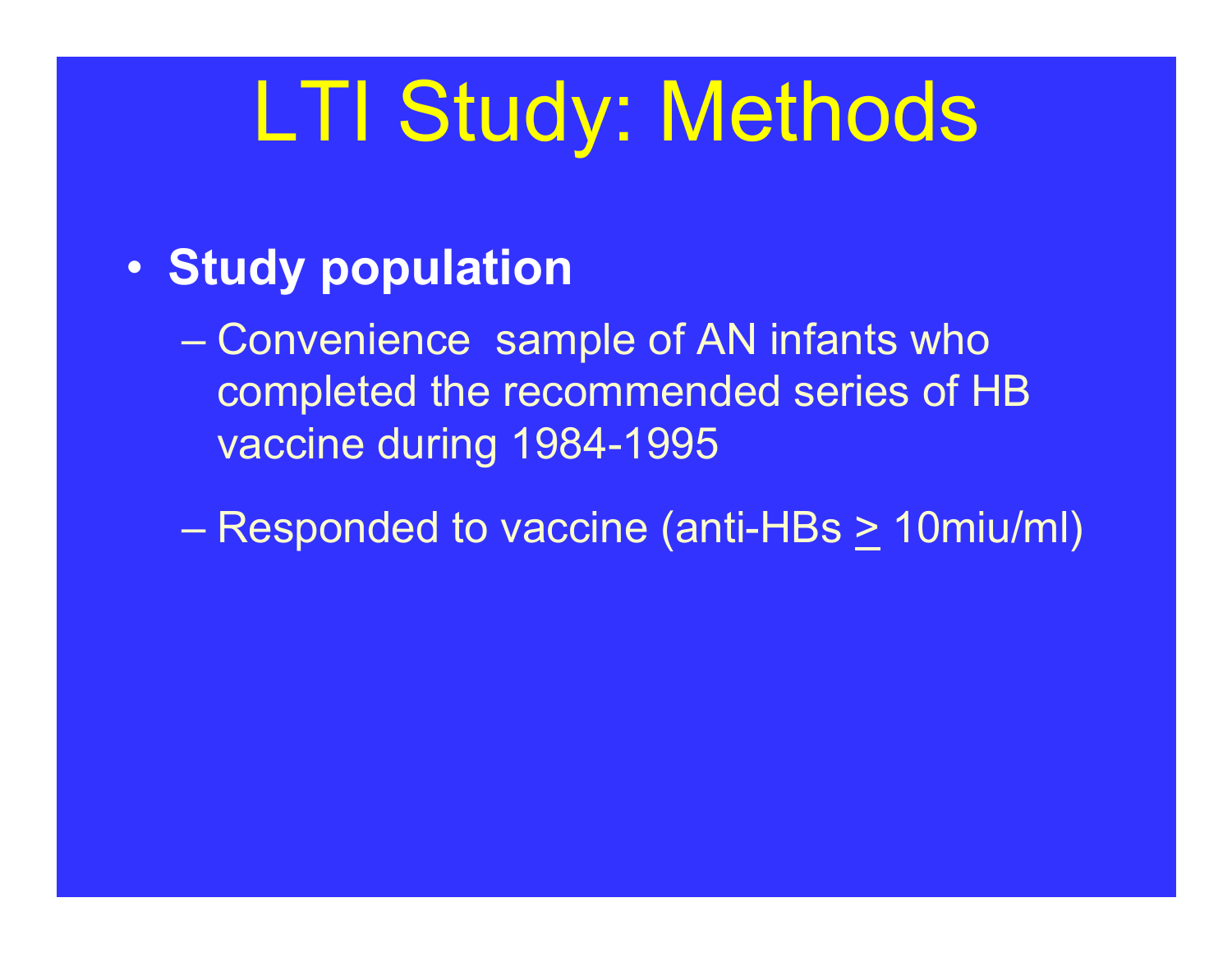# LTI Study: Methods

- **Study population**
  - Convenience sample of AN infants who completed the recommended series of HB vaccine during 1984-1995
  - Responded to vaccine (anti-HBs $\geq$ 10miu/ml)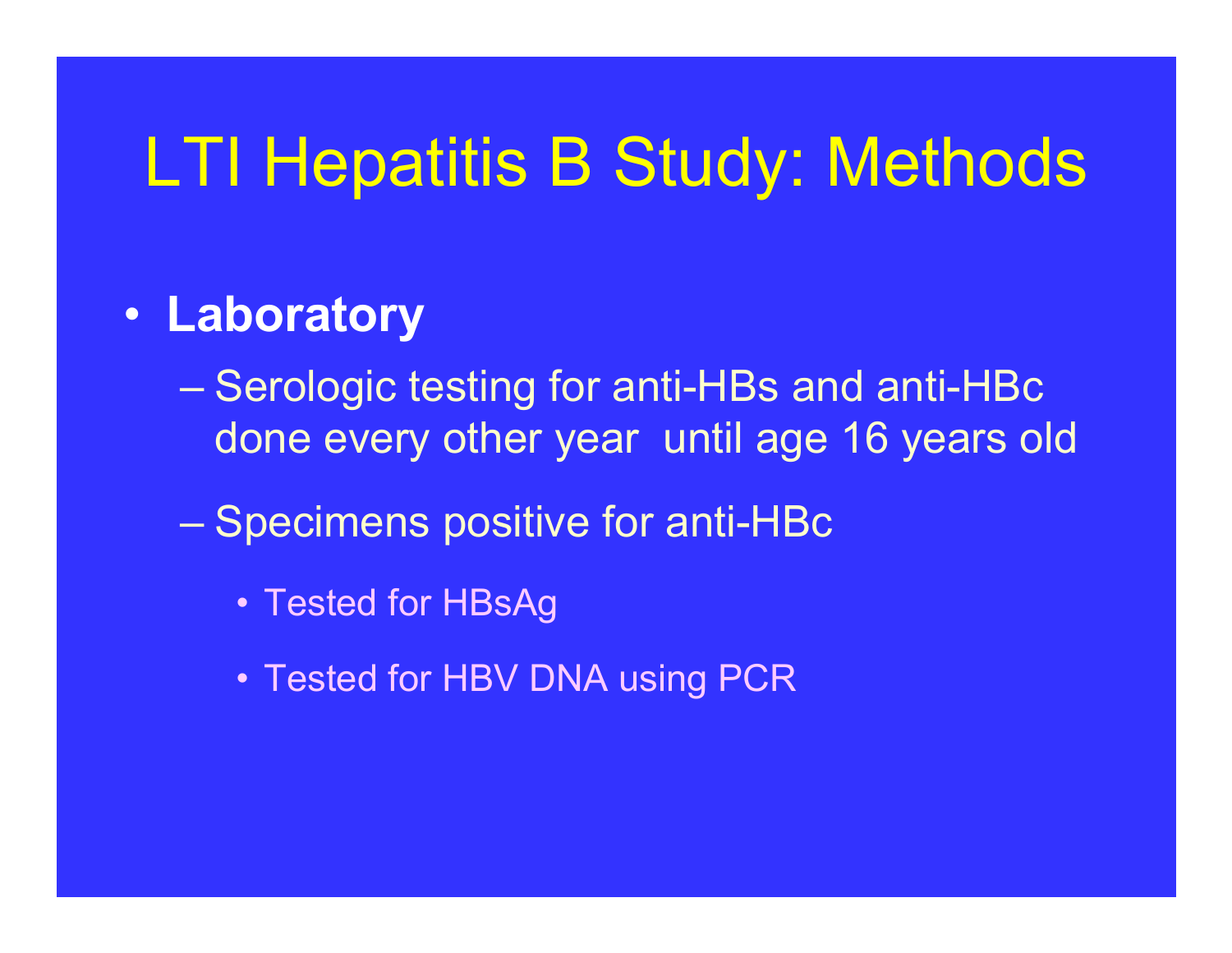# LTI Hepatitis B Study: Methods

- **Laboratory**
  - Serologic testing for anti-HBs and anti-HBc done every other year until age 16 years old
  - Specimens positive for anti-HBc
    - Tested for HBsAg
    - Tested for HBV DNA using PCR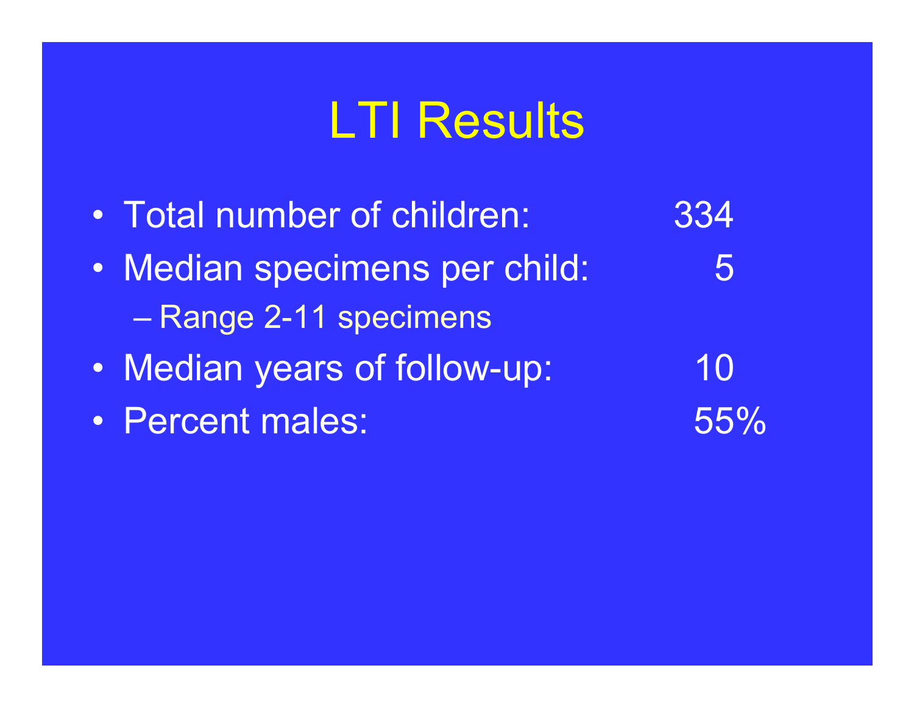# LTI Results

- Total number of children: 334
- Median specimens per child: 5
  - Range 2-11 specimens
- Median years of follow-up: 10
- Percent males: 55%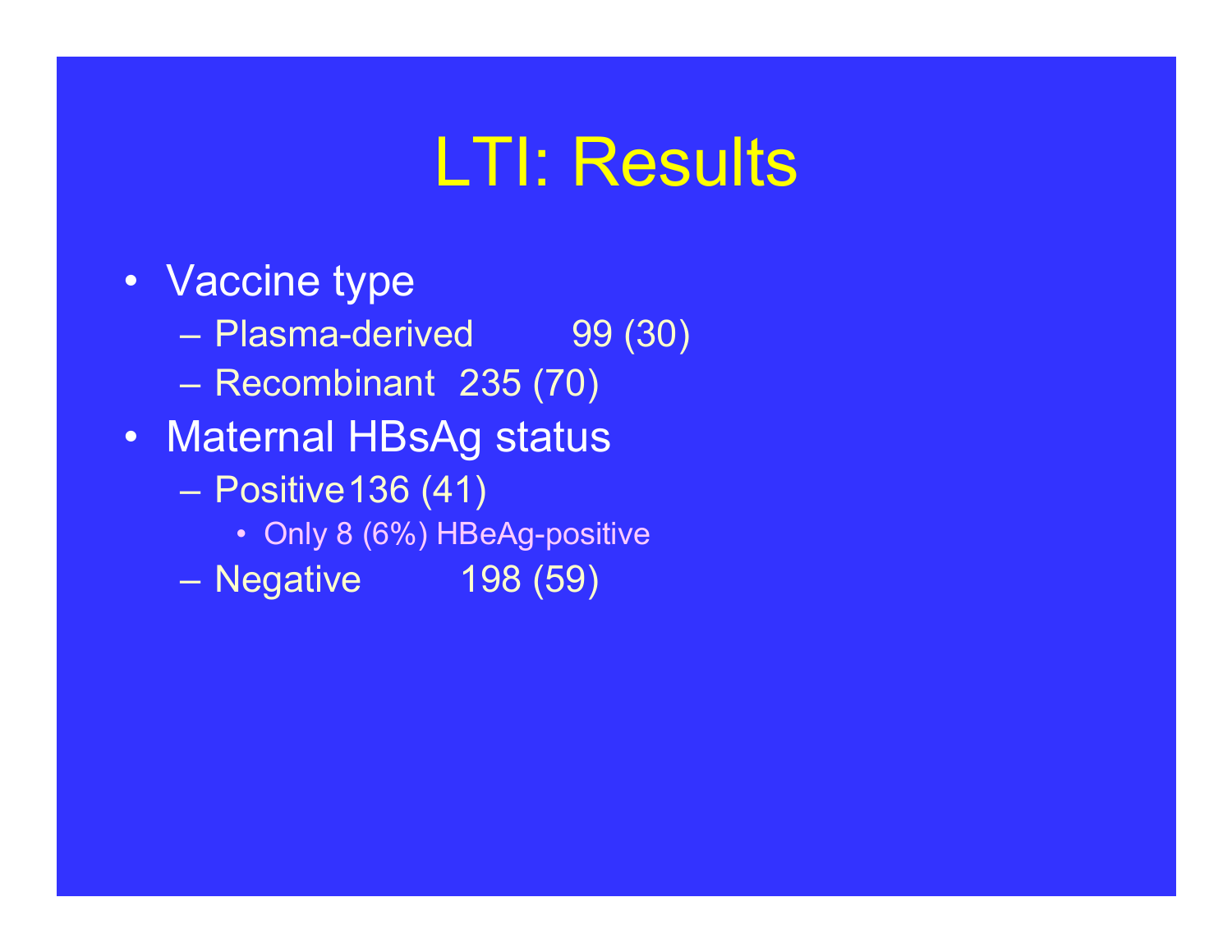# LTI: Results

- Vaccine type
  - Plasma-derived 99 (30)
  - Recombinant 235 (70)
- Maternal HBsAg status
  - Positive 136 (41)
    - Only 8 (6%) HBeAg-positive
  - Negative 198 (59)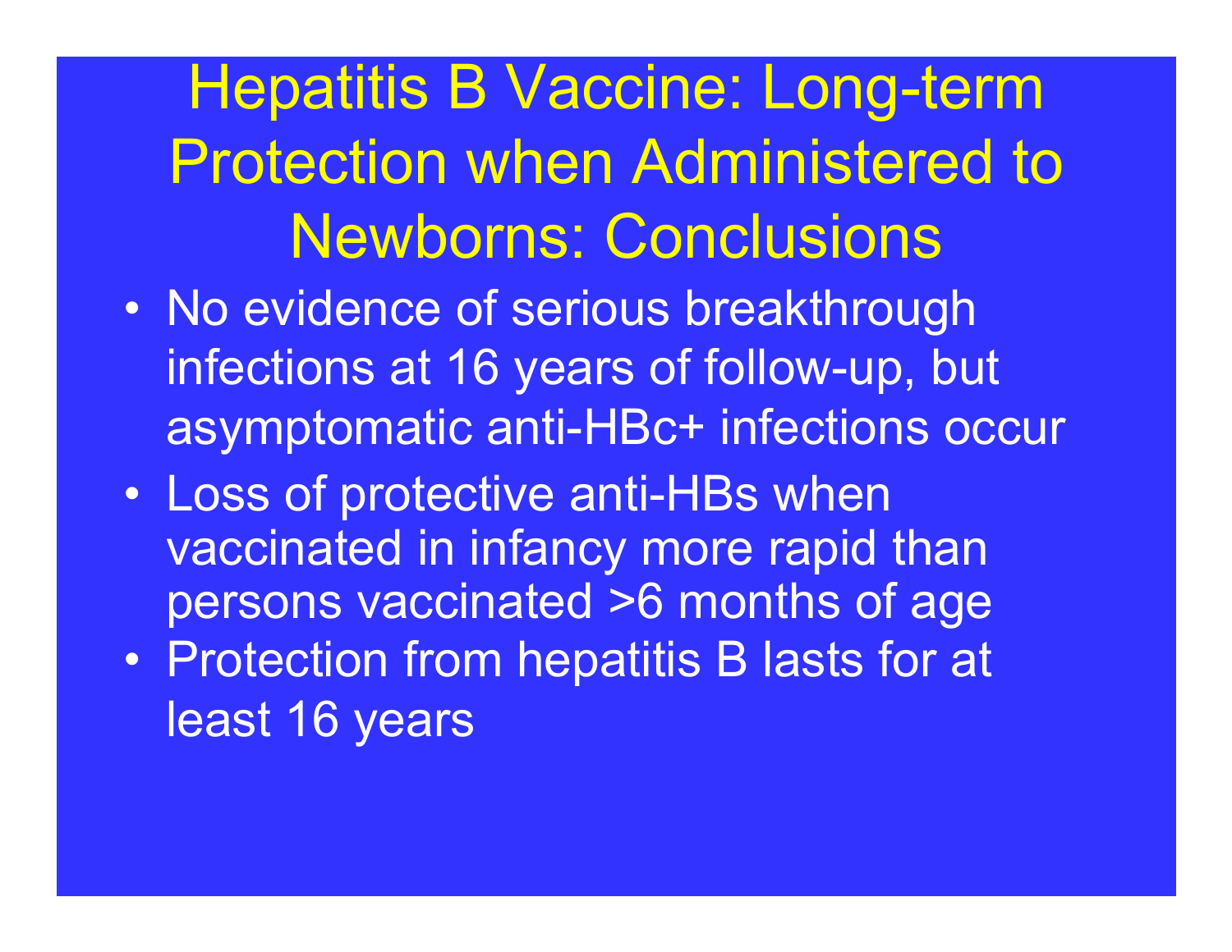# Hepatitis B Vaccine: Long-term Protection when Administered to Newborns: Conclusions

- No evidence of serious breakthrough infections at 16 years of follow-up, but asymptomatic anti-HBc+ infections occur
- Loss of protective anti-HBs when vaccinated in infancy more rapid than persons vaccinated >6 months of age
- Protection from hepatitis B lasts for at least 16 years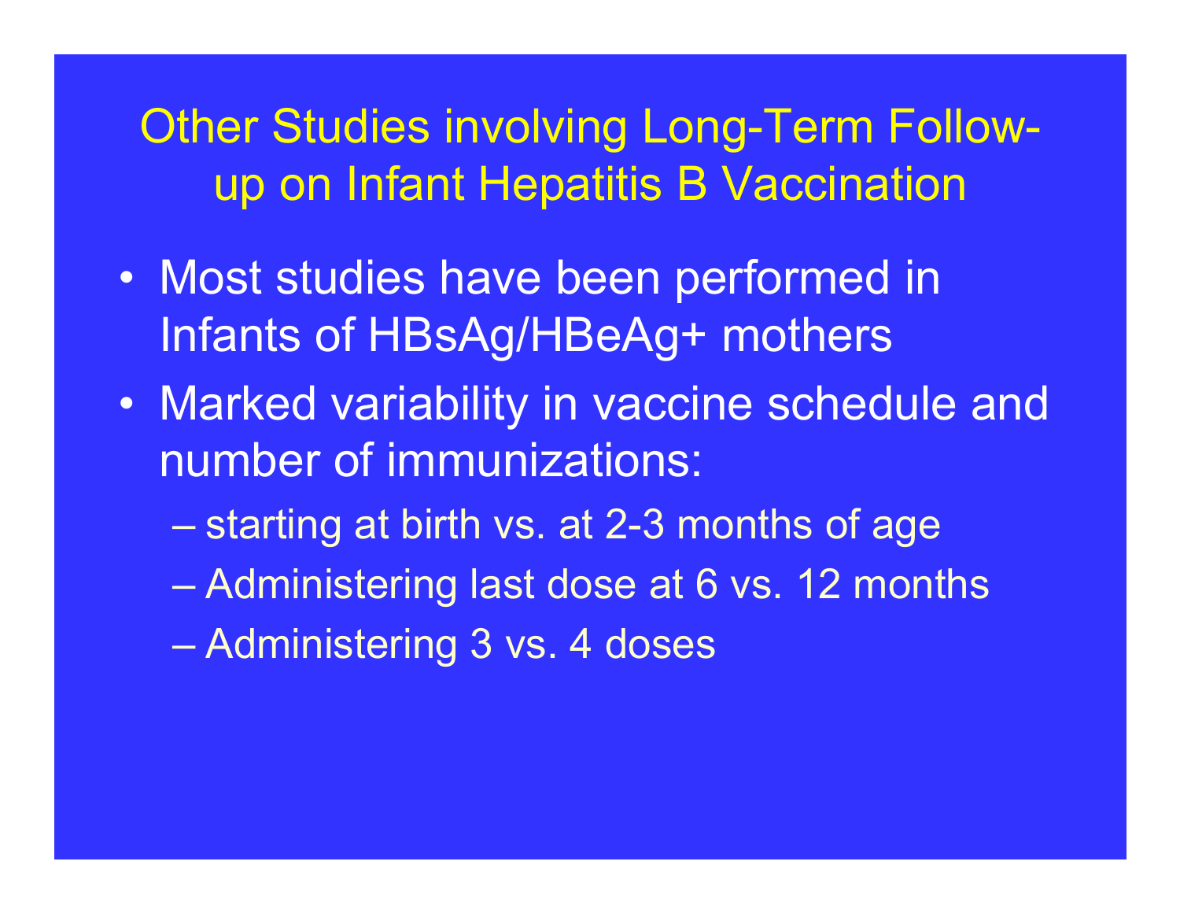# Other Studies involving Long-Term Follow-up on Infant Hepatitis B Vaccination

- Most studies have been performed in Infants of HBsAg/HBeAg+ mothers
- Marked variability in vaccine schedule and number of immunizations:
  - starting at birth vs. at 2-3 months of age
  - Administering last dose at 6 vs. 12 months
  - Administering 3 vs. 4 doses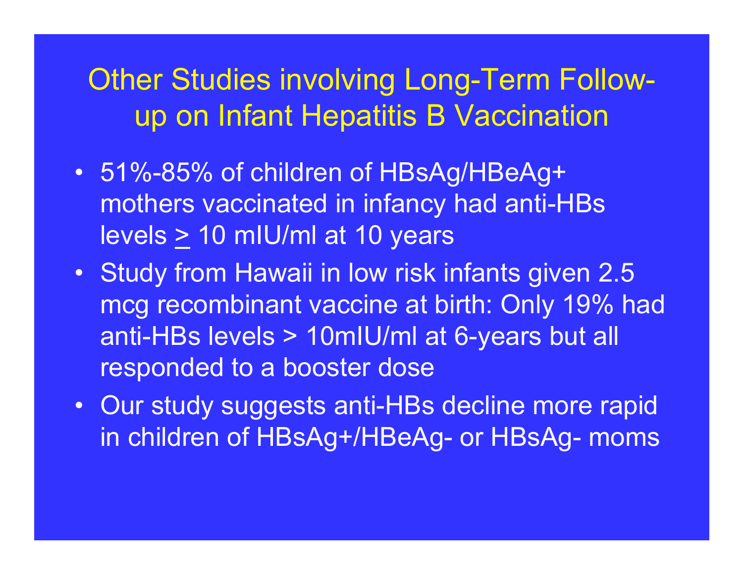# Other Studies involving Long-Term Follow-up on Infant Hepatitis B Vaccination

- 51%-85% of children of HBsAg/HBeAg+ mothers vaccinated in infancy had anti-HBs levels ≥ 10 mIU/ml at 10 years
- Study from Hawaii in low risk infants given 2.5 mcg recombinant vaccine at birth: Only 19% had anti-HBs levels > 10mIU/ml at 6-years but all responded to a booster dose
- Our study suggests anti-HBs decline more rapid in children of HBsAg+/HBeAg- or HBsAg- moms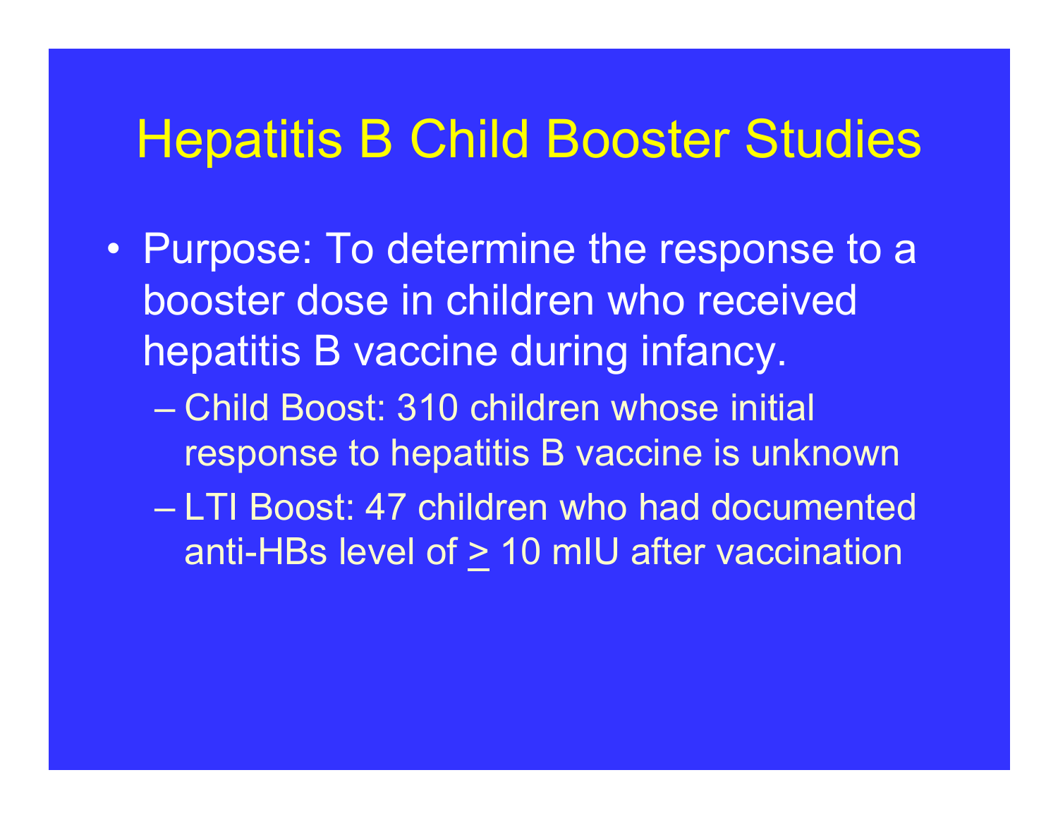# Hepatitis B Child Booster Studies

- Purpose: To determine the response to a booster dose in children who received hepatitis B vaccine during infancy.
  - Child Boost: 310 children whose initial response to hepatitis B vaccine is unknown
  - LTI Boost: 47 children who had documented anti-HBs level of $\geq$ 10 mIU after vaccination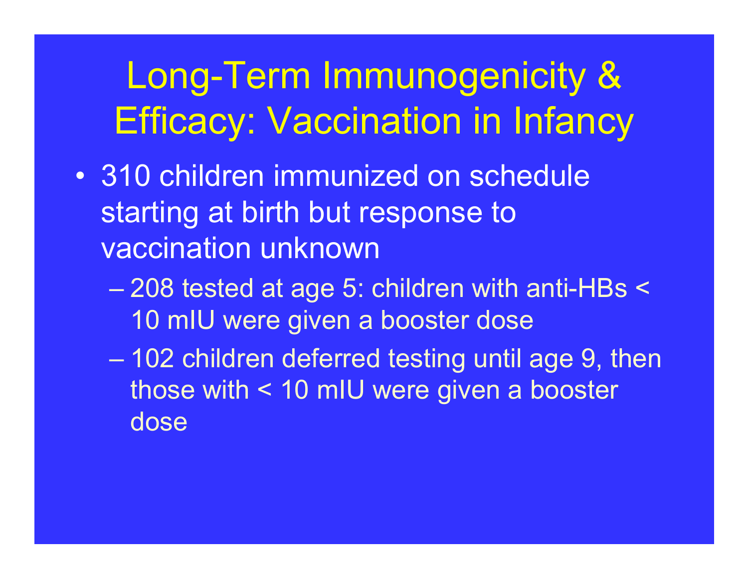# Long-Term Immunogenicity & Efficacy: Vaccination in Infancy

- 310 children immunized on schedule starting at birth but response to vaccination unknown
  - 208 tested at age 5: children with anti-HBs < 10 mIU were given a booster dose
  - 102 children deferred testing until age 9, then those with < 10 mIU were given a booster dose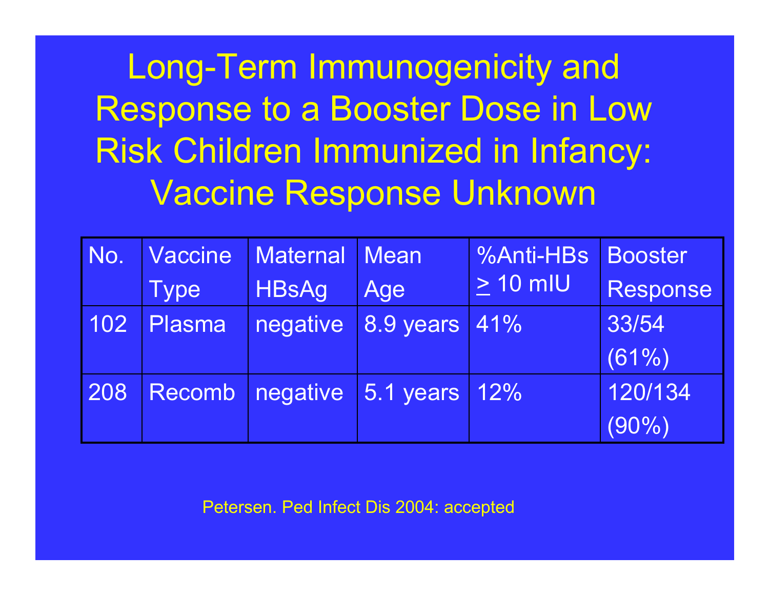# Long-Term Immunogenicity and Response to a Booster Dose in Low Risk Children Immunized in Infancy: Vaccine Response Unknown

| No. | Vaccine Type | Maternal HBsAg | Mean Age | %Anti-HBs $\geq$ 10 mIU | Booster Response |
|---|---|---|---|---|---|
| 102 | Plasma | negative | 8.9 years | 41% | 33/54 (61%) |
| 208 | Recomb | negative | 5.1 years | 12% | 120/134 (90%) |

Petersen. Ped Infect Dis 2004: accepted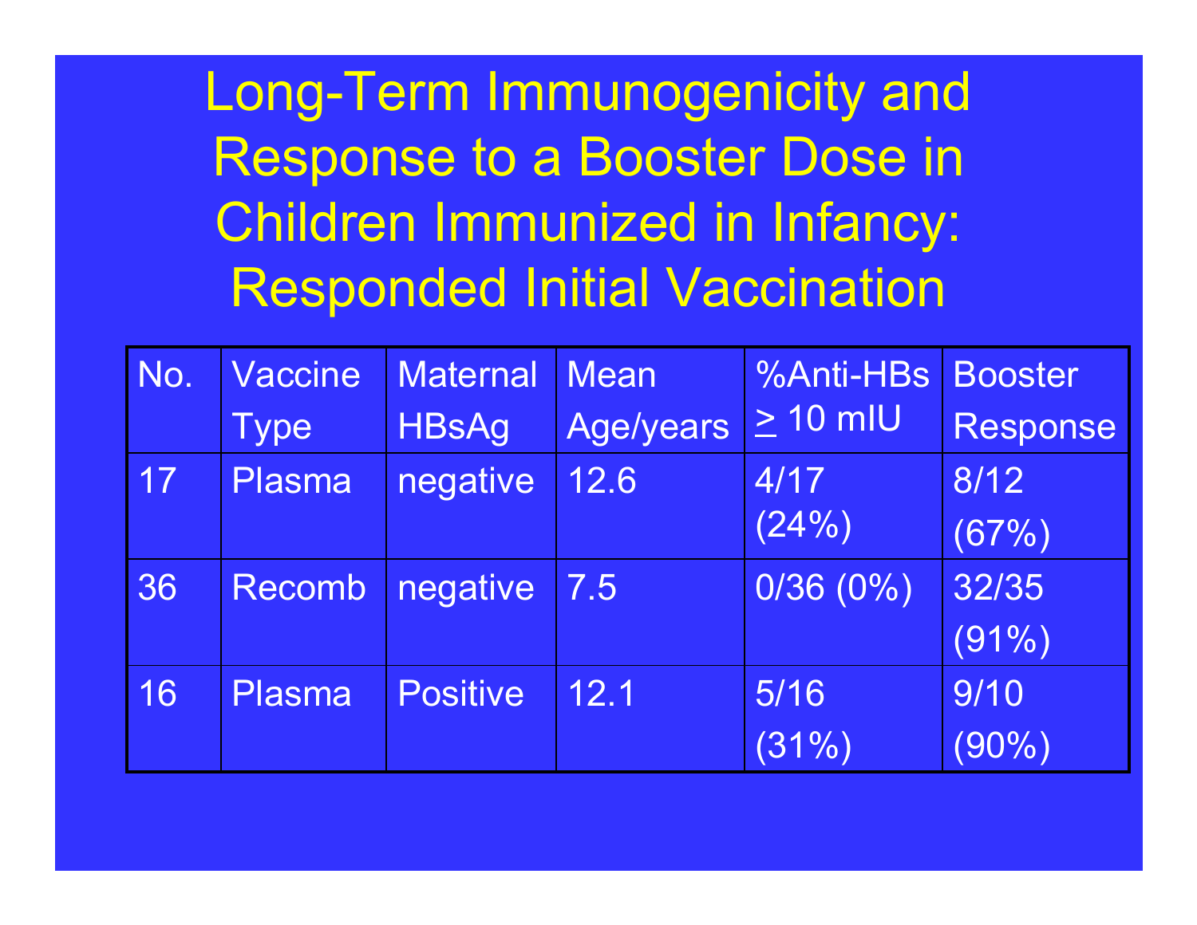# Long-Term Immunogenicity and Response to a Booster Dose in Children Immunized in Infancy: Responded Initial Vaccination

| No. | Vaccine Type | Maternal HBsAg | Mean Age/years | %Anti-HBs ≥ 10 mIU | Booster Response |
|---|---|---|---|---|---|
| 17 | Plasma | negative | 12.6 | 4/17 (24%) | 8/12 (67%) |
| 36 | Recomb | negative | 7.5 | 0/36 (0%) | 32/35 (91%) |
| 16 | Plasma | Positive | 12.1 | 5/16 (31%) | 9/10 (90%) |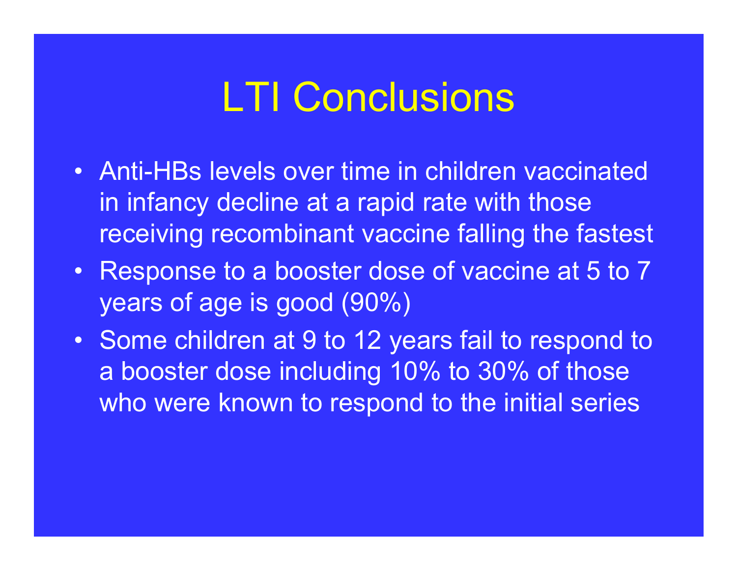# LTI Conclusions

- Anti-HBs levels over time in children vaccinated in infancy decline at a rapid rate with those receiving recombinant vaccine falling the fastest
- Response to a booster dose of vaccine at 5 to 7 years of age is good (90%)
- Some children at 9 to 12 years fail to respond to a booster dose including 10% to 30% of those who were known to respond to the initial series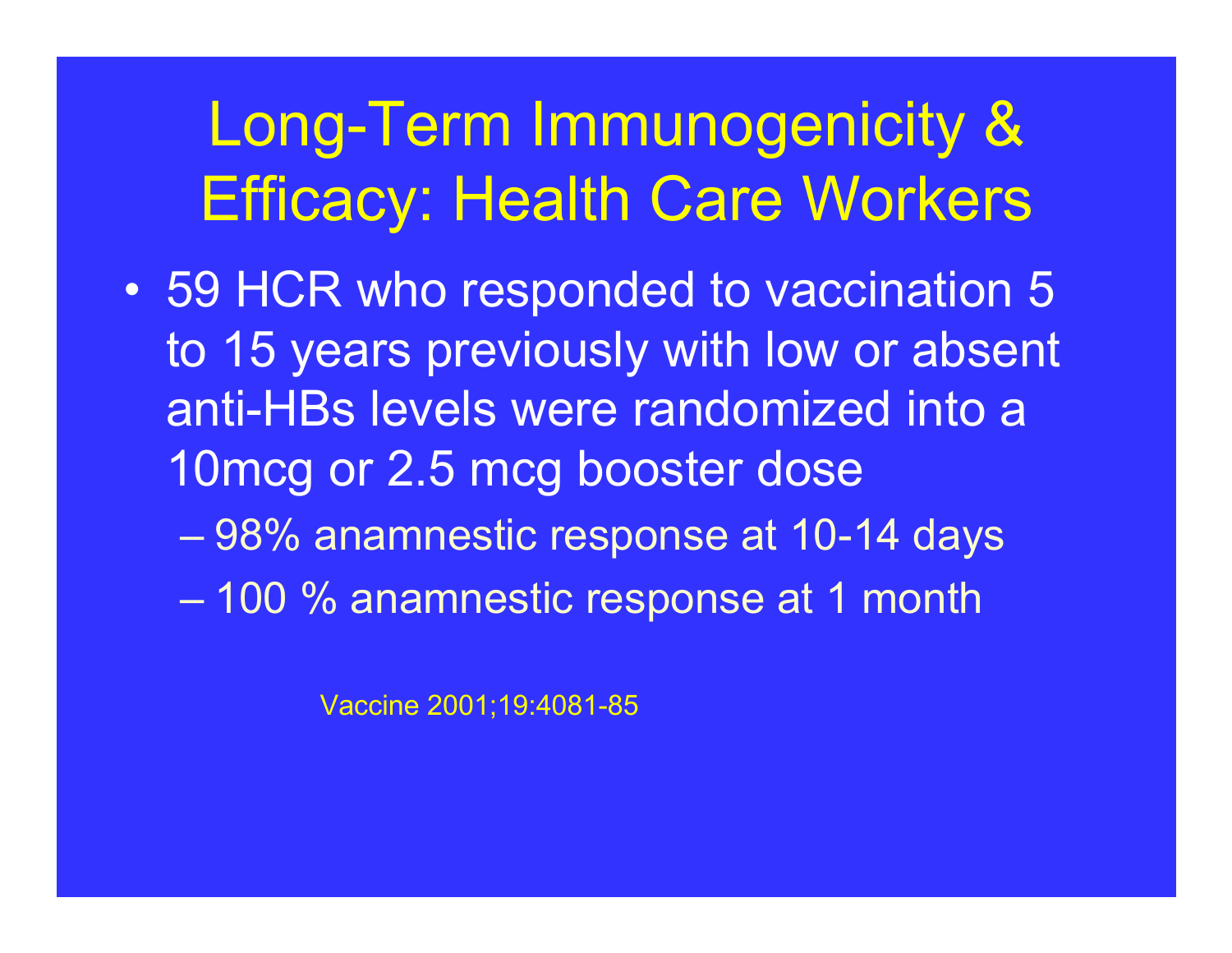# Long-Term Immunogenicity & Efficacy: Health Care Workers

- 59 HCR who responded to vaccination 5 to 15 years previously with low or absent anti-HBs levels were randomized into a 10mcg or 2.5 mcg booster dose
  - 98% anamnestic response at 10-14 days
  - 100 % anamnestic response at 1 month

Vaccine 2001;19:4081-85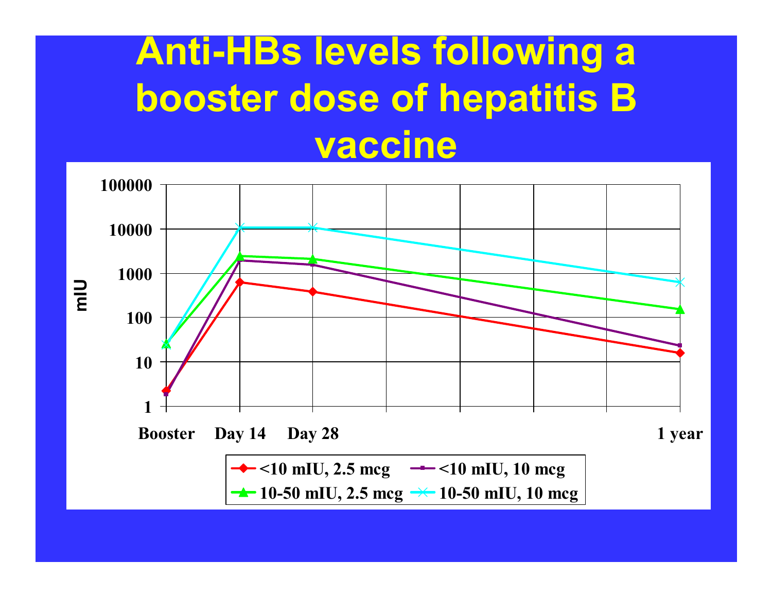# Anti-HBs levels following a booster dose of hepatitis B vaccine

mIU

100000
10000
1000
100
10
1

Booster | Day 14 | Day 28 | 1 year

- <10 mIU, 2.5 mcg
- <10 mIU, 10 mcg
- 10-50 mIU, 2.5 mcg
- 10-50 mIU, 10 mcg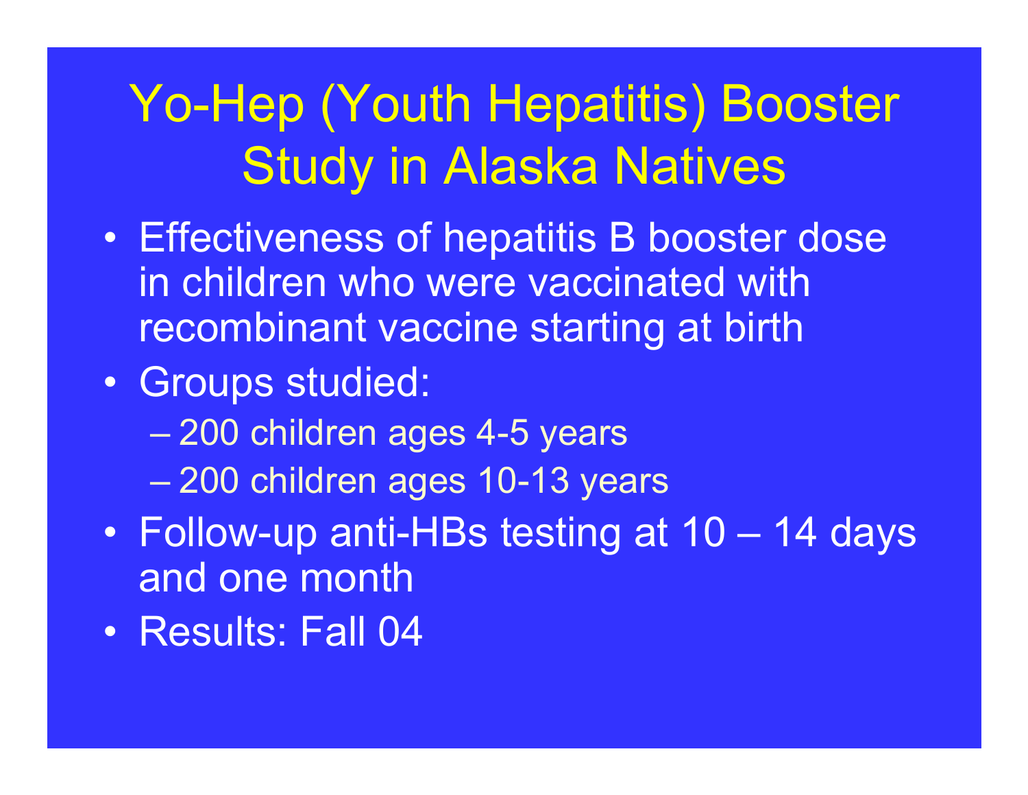# Yo-Hep (Youth Hepatitis) Booster Study in Alaska Natives

- Effectiveness of hepatitis B booster dose in children who were vaccinated with recombinant vaccine starting at birth
- Groups studied:
  - 200 children ages 4-5 years
  - 200 children ages 10-13 years
- Follow-up anti-HBs testing at 10 – 14 days and one month
- Results: Fall 04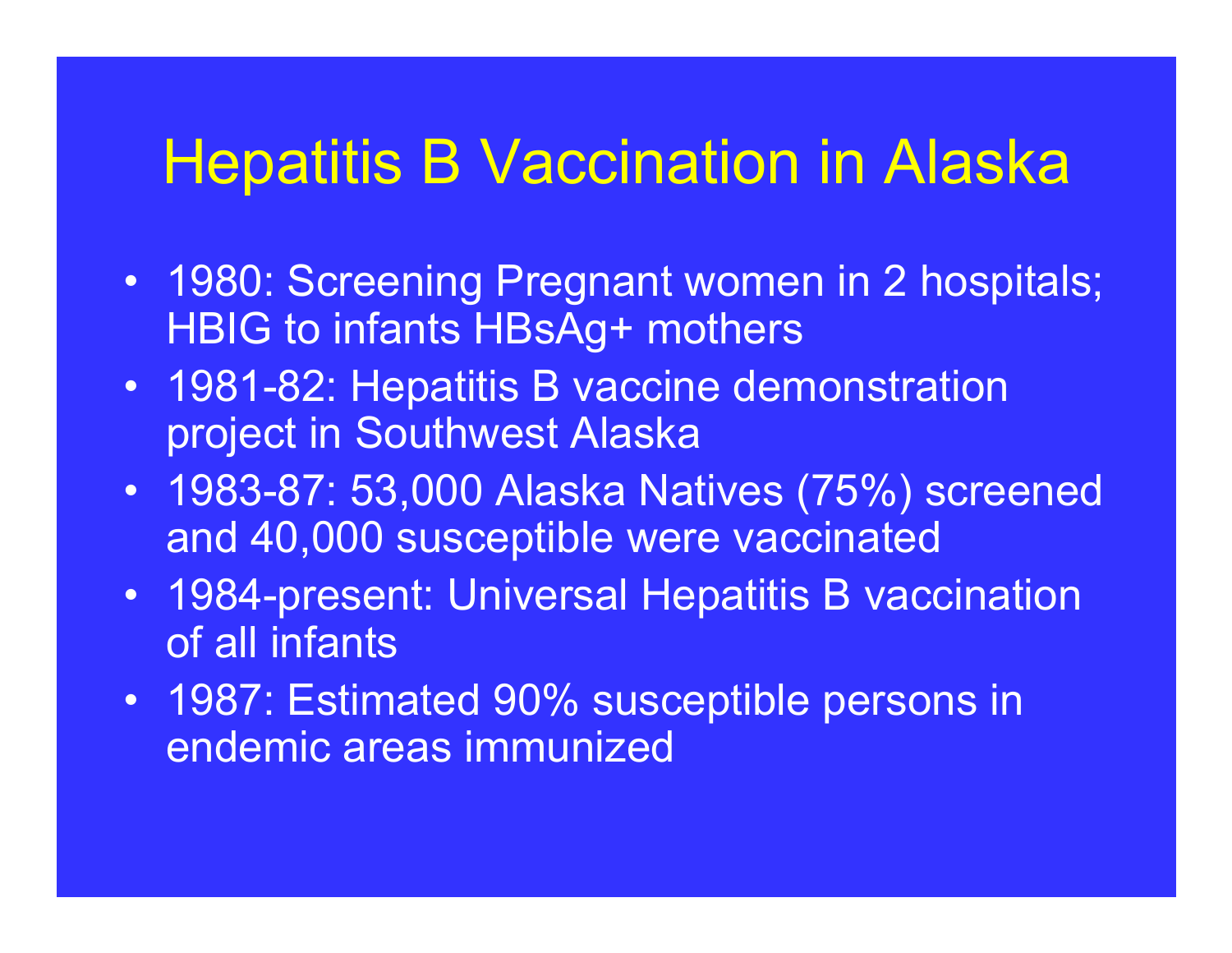# Hepatitis B Vaccination in Alaska

- 1980: Screening Pregnant women in 2 hospitals; HBIG to infants HBsAg+ mothers
- 1981-82: Hepatitis B vaccine demonstration project in Southwest Alaska
- 1983-87: 53,000 Alaska Natives (75%) screened and 40,000 susceptible were vaccinated
- 1984-present: Universal Hepatitis B vaccination of all infants
- 1987: Estimated 90% susceptible persons in endemic areas immunized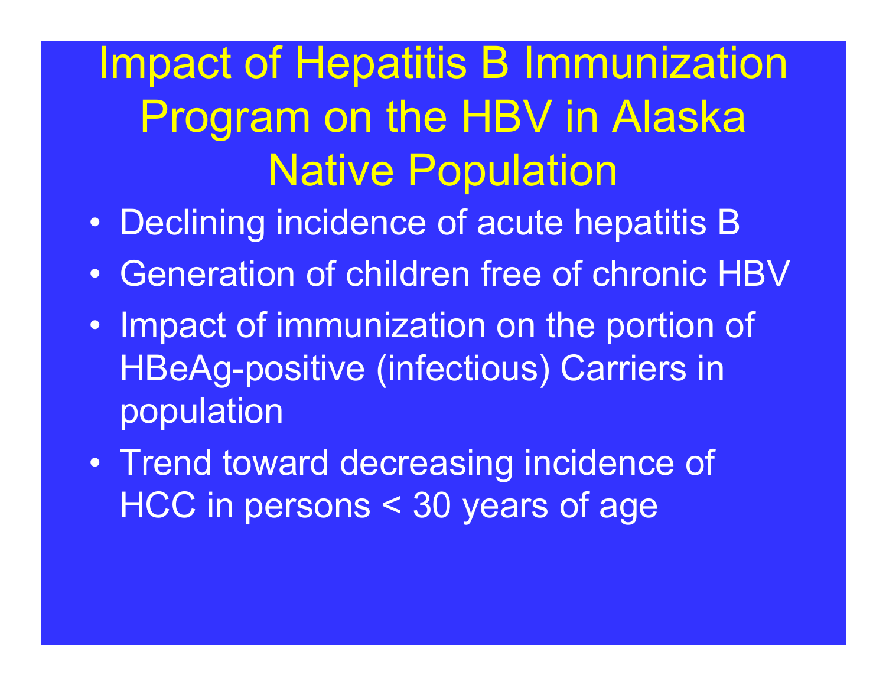# Impact of Hepatitis B Immunization Program on the HBV in Alaska Native Population

- Declining incidence of acute hepatitis B
- Generation of children free of chronic HBV
- Impact of immunization on the portion of HBeAg-positive (infectious) Carriers in population
- Trend toward decreasing incidence of HCC in persons < 30 years of age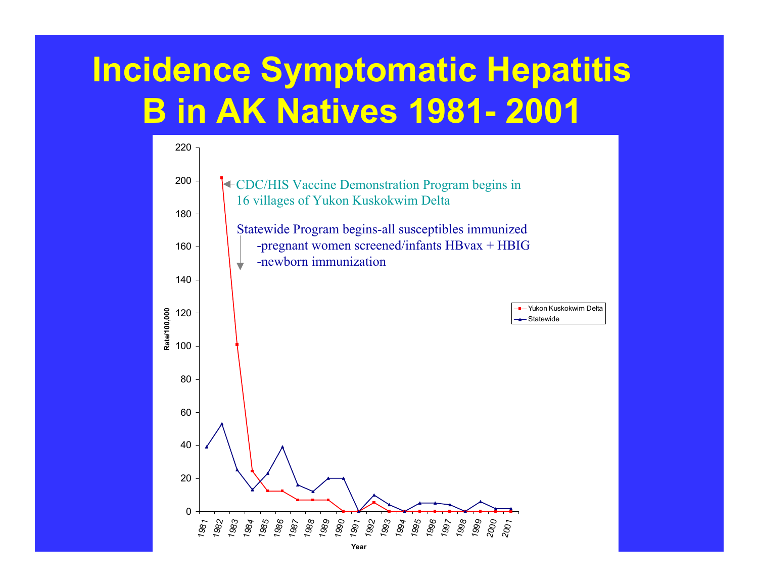# Incidence Symptomatic Hepatitis B in AK Natives 1981- 2001

CDC/HIS Vaccine Demonstration Program begins in 16 villages of Yukon Kuskokwim Delta

Statewide Program begins-all susceptibles immunized
- pregnant women screened/infants HBvax + HBIG
- newborn immunization

Rate/100,000

Year

Legend: Yukon Kuskokwim Delta; Statewide

| Year | Yukon Kuskokwim Delta | Statewide |
|---|---|---|
| 1981 | | 39 |
| 1982 | 202 | 53 |
| 1983 | 101 | 25 |
| 1984 | 24 | 13 |
| 1985 | 12 | 23 |
| 1986 | 12 | 39 |
| 1987 | 7 | 16 |
| 1988 | 7 | 12 |
| 1989 | 7 | 20 |
| 1990 | 0 | 20 |
| 1991 | 0 | 0 |
| 1992 | 5 | 10 |
| 1993 | 0 | 4 |
| 1994 | 0 | 0 |
| 1995 | 0 | 5 |
| 1996 | 0 | 5 |
| 1997 | 0 | 4 |
| 1998 | 0 | 0 |
| 1999 | 0 | 6 |
| 2000 | 0 | 2 |
| 2001 | 0 | 2 |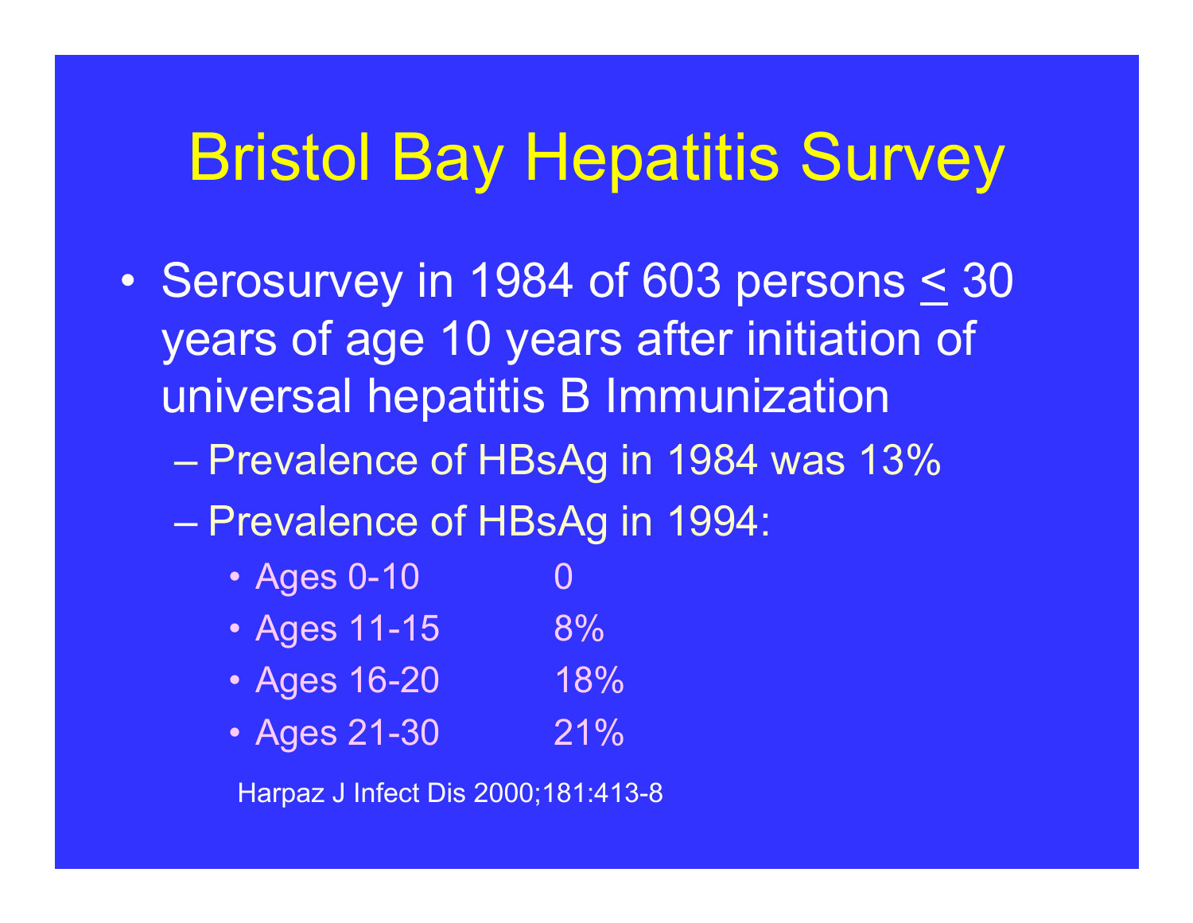# Bristol Bay Hepatitis Survey

- Serosurvey in 1984 of 603 persons ≤ 30 years of age 10 years after initiation of universal hepatitis B Immunization
  - Prevalence of HBsAg in 1984 was 13%
  - Prevalence of HBsAg in 1994:
    - Ages 0-10 0
    - Ages 11-15 8%
    - Ages 16-20 18%
    - Ages 21-30 21%

Harpaz J Infect Dis 2000;181:413-8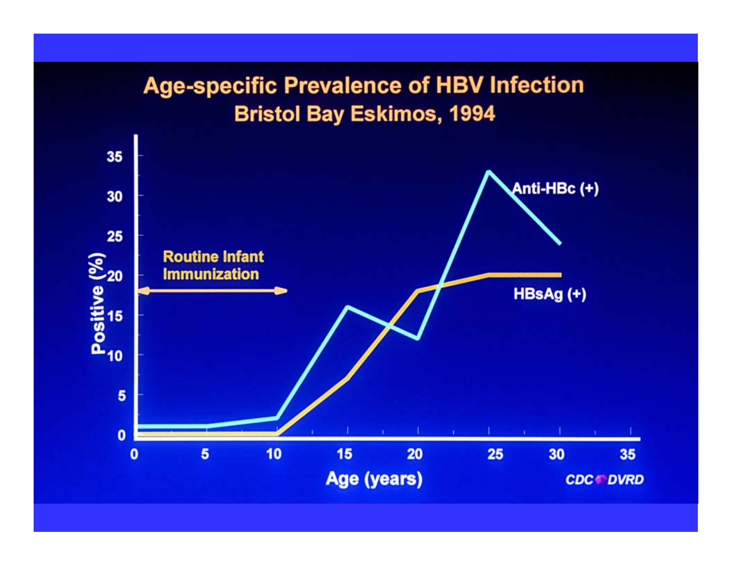# Age-specific Prevalence of HBV Infection
## Bristol Bay Eskimos, 1994

Routine Infant Immunization

Anti-HBc (+)

HBsAg (+)

Positive (%)

Age (years)

CDC DVRD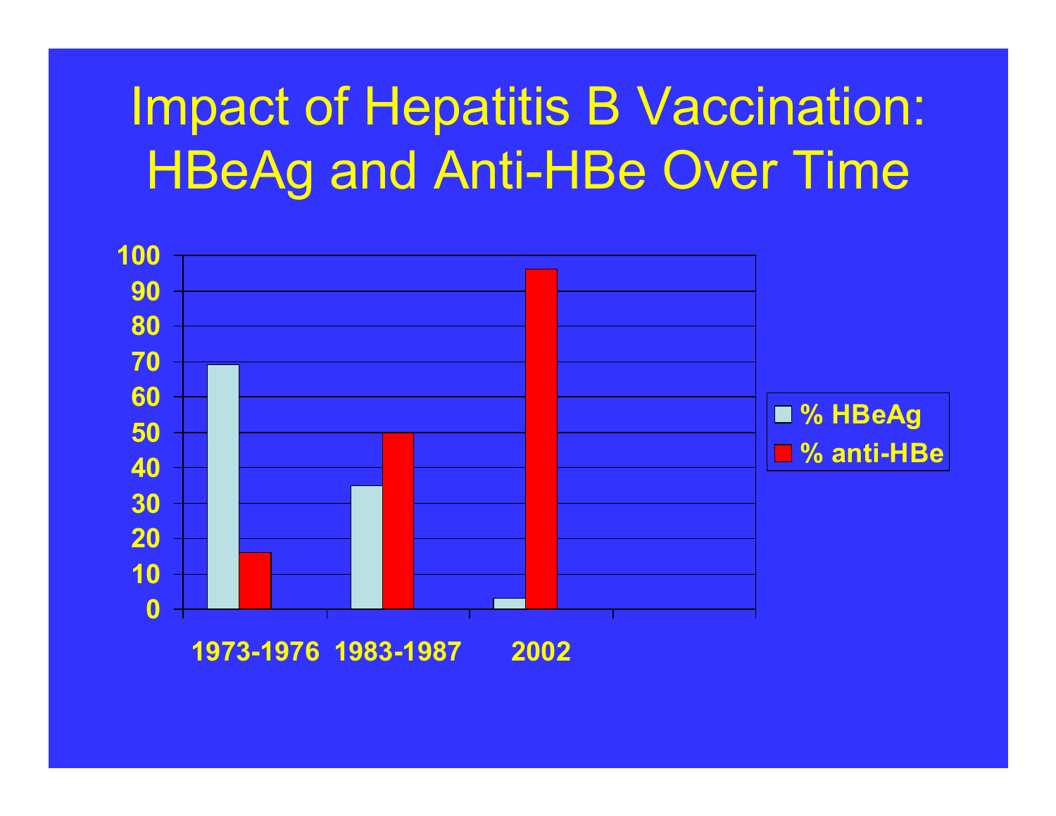# Impact of Hepatitis B Vaccination: HBeAg and Anti-HBe Over Time

| | % HBeAg | % anti-HBe |
|---|---|---|
| 1973-1976 | 69 | 16 |
| 1983-1987 | 35 | 50 |
| 2002 | 3 | 96 |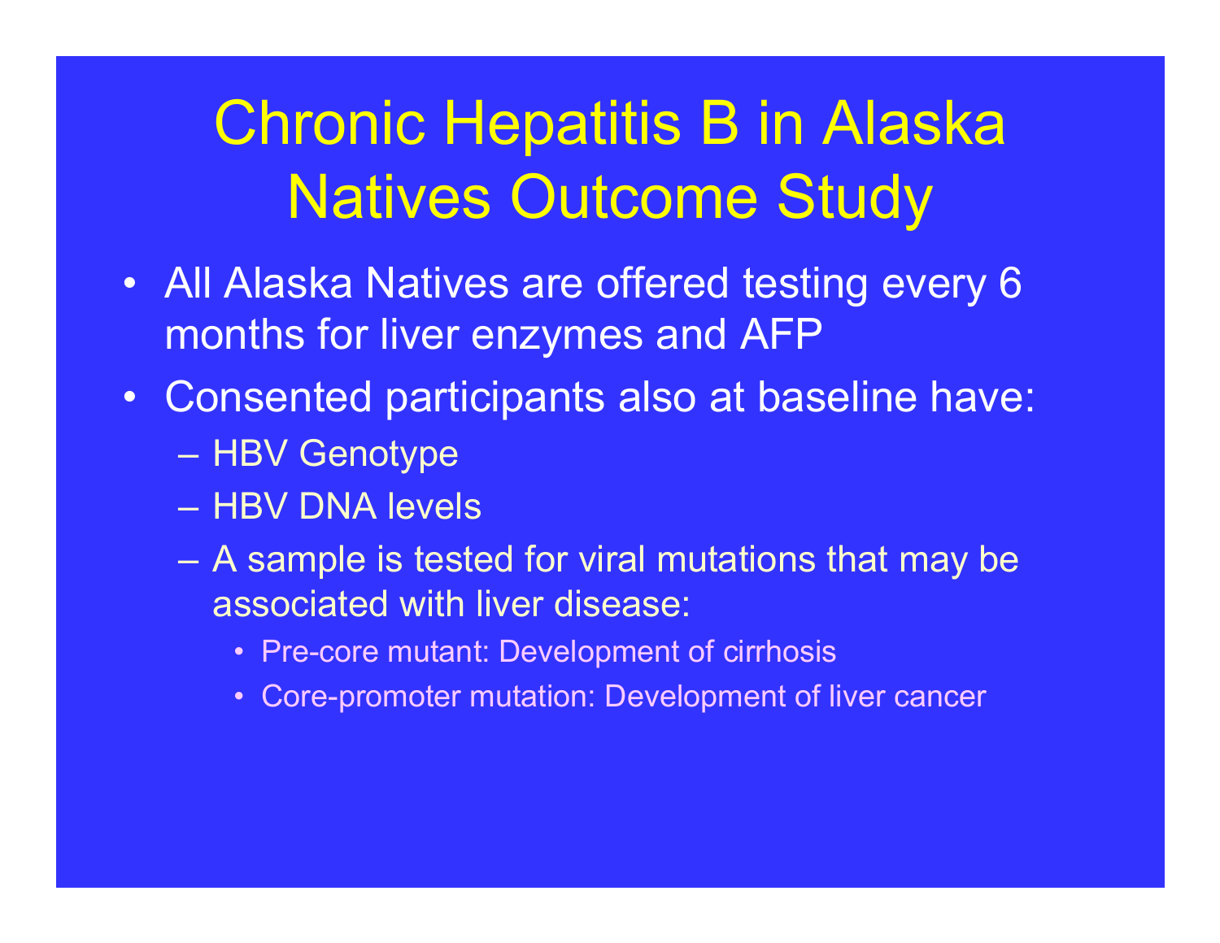# Chronic Hepatitis B in Alaska Natives Outcome Study

- All Alaska Natives are offered testing every 6 months for liver enzymes and AFP
- Consented participants also at baseline have:
  - HBV Genotype
  - HBV DNA levels
  - A sample is tested for viral mutations that may be associated with liver disease:
    - Pre-core mutant: Development of cirrhosis
    - Core-promoter mutation: Development of liver cancer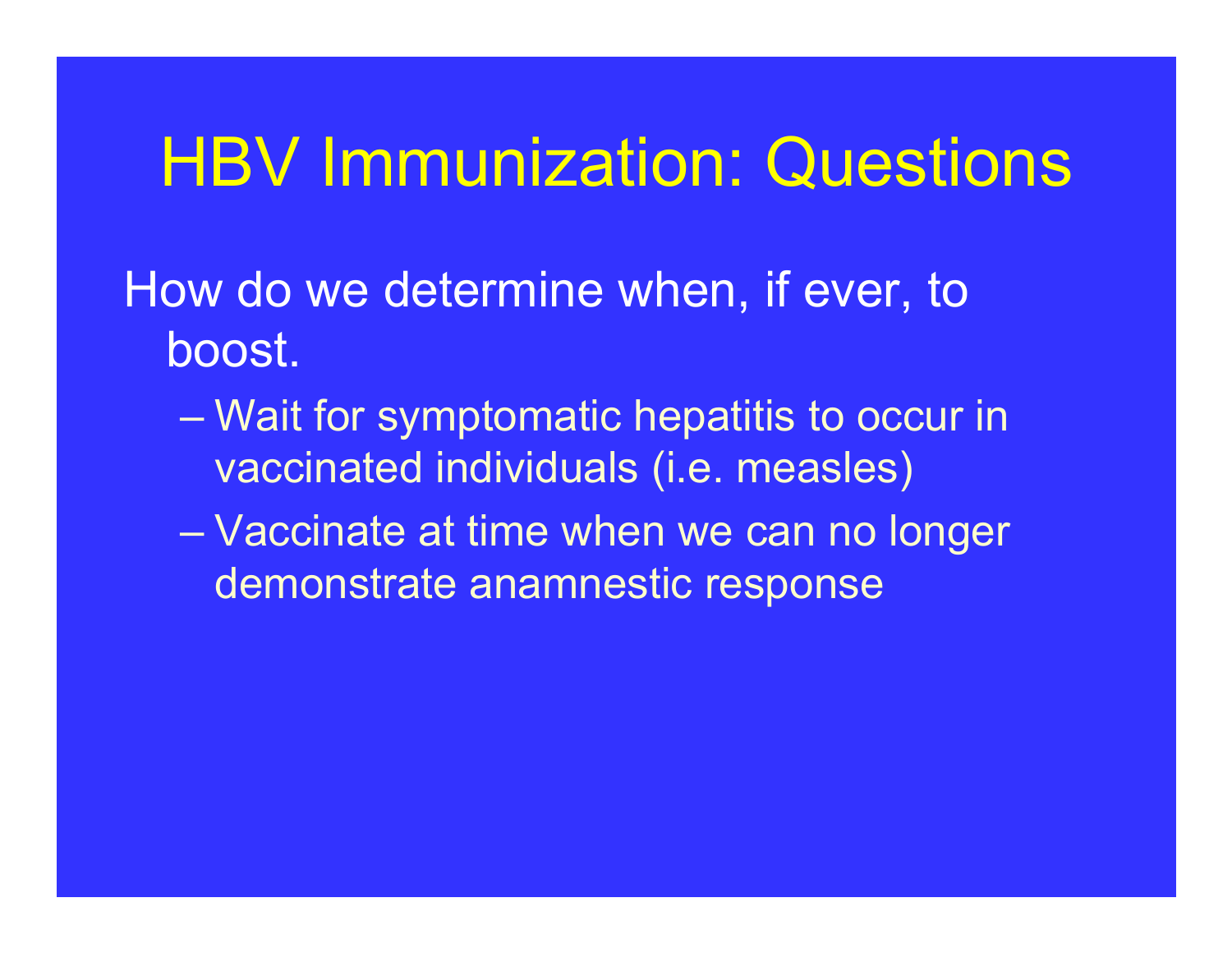# HBV Immunization: Questions

How do we determine when, if ever, to boost.

- Wait for symptomatic hepatitis to occur in vaccinated individuals (i.e. measles)
- Vaccinate at time when we can no longer demonstrate anamnestic response